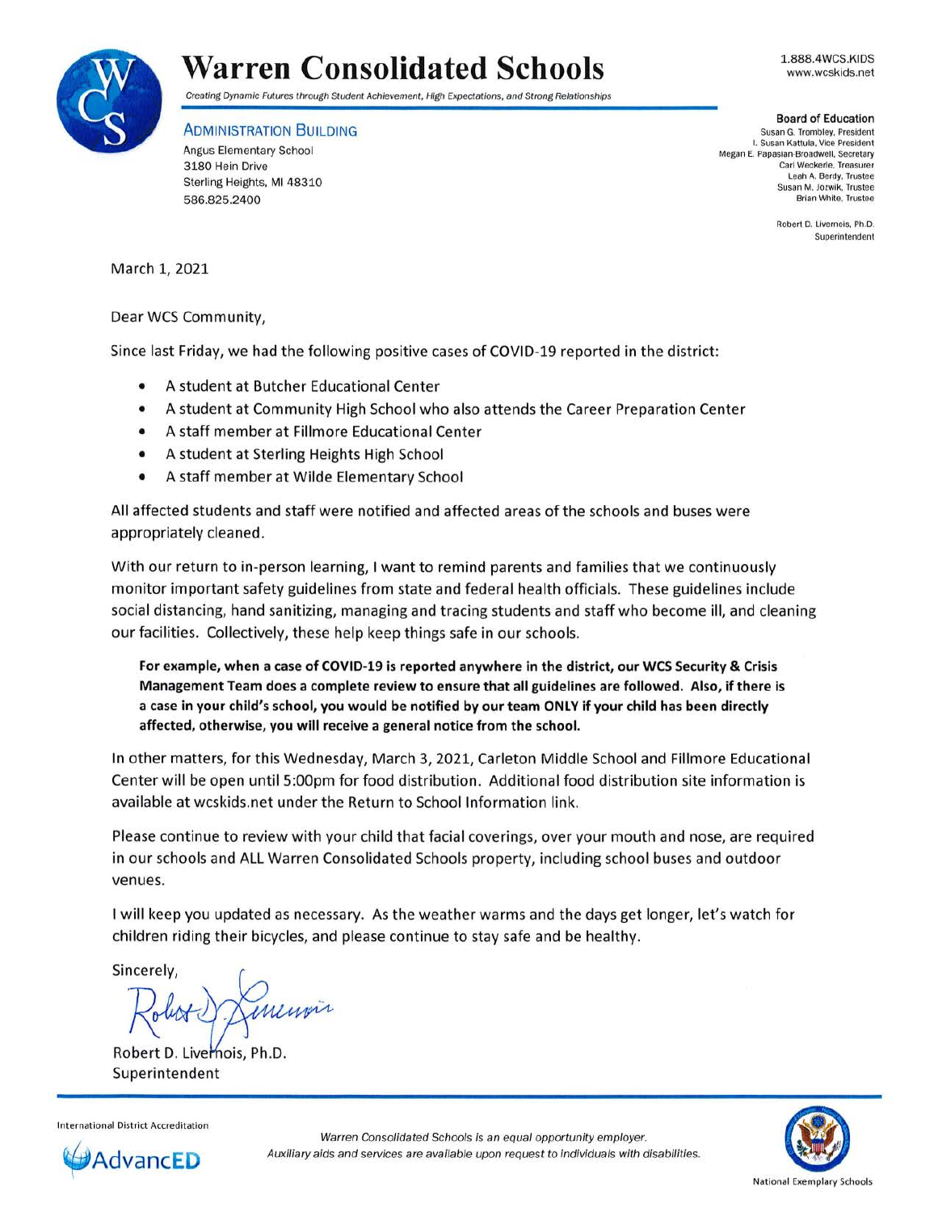# Warren Consolidated Schools

*Creating Dynamic Futures through Student Achievement, High Expectations, and Strong Relationships*

1.888.4WCS.KIDS
www.wcskids.net

**ADMINISTRATION BUILDING**
Angus Elementary School
3180 Hein Drive
Sterling Heights, MI 48310
586.825.2400

**Board of Education**
Susan G. Trombley, President
I. Susan Kattula, Vice President
Megan E. Papasian-Broadwell, Secretary
Carl Weckerle, Treasurer
Leah A. Berdy, Trustee
Susan M. Jozwik, Trustee
Brian White, Trustee

Robert D. Livernois, Ph.D.
Superintendent

March 1, 2021

Dear WCS Community,

Since last Friday, we had the following positive cases of COVID-19 reported in the district:

- A student at Butcher Educational Center
- A student at Community High School who also attends the Career Preparation Center
- A staff member at Fillmore Educational Center
- A student at Sterling Heights High School
- A staff member at Wilde Elementary School

All affected students and staff were notified and affected areas of the schools and buses were appropriately cleaned.

With our return to in-person learning, I want to remind parents and families that we continuously monitor important safety guidelines from state and federal health officials. These guidelines include social distancing, hand sanitizing, managing and tracing students and staff who become ill, and cleaning our facilities. Collectively, these help keep things safe in our schools.

**For example, when a case of COVID-19 is reported anywhere in the district, our WCS Security & Crisis Management Team does a complete review to ensure that all guidelines are followed. Also, if there is a case in your child's school, you would be notified by our team ONLY if your child has been directly affected, otherwise, you will receive a general notice from the school.**

In other matters, for this Wednesday, March 3, 2021, Carleton Middle School and Fillmore Educational Center will be open until 5:00pm for food distribution. Additional food distribution site information is available at wcskids.net under the Return to School Information link.

Please continue to review with your child that facial coverings, over your mouth and nose, are required in our schools and ALL Warren Consolidated Schools property, including school buses and outdoor venues.

I will keep you updated as necessary. As the weather warms and the days get longer, let's watch for children riding their bicycles, and please continue to stay safe and be healthy.

Sincerely,

Robert D. Livernois, Ph.D.
Superintendent

International District Accreditation
AdvancED

*Warren Consolidated Schools is an equal opportunity employer.*
*Auxiliary aids and services are available upon request to individuals with disabilities.*

National Exemplary Schools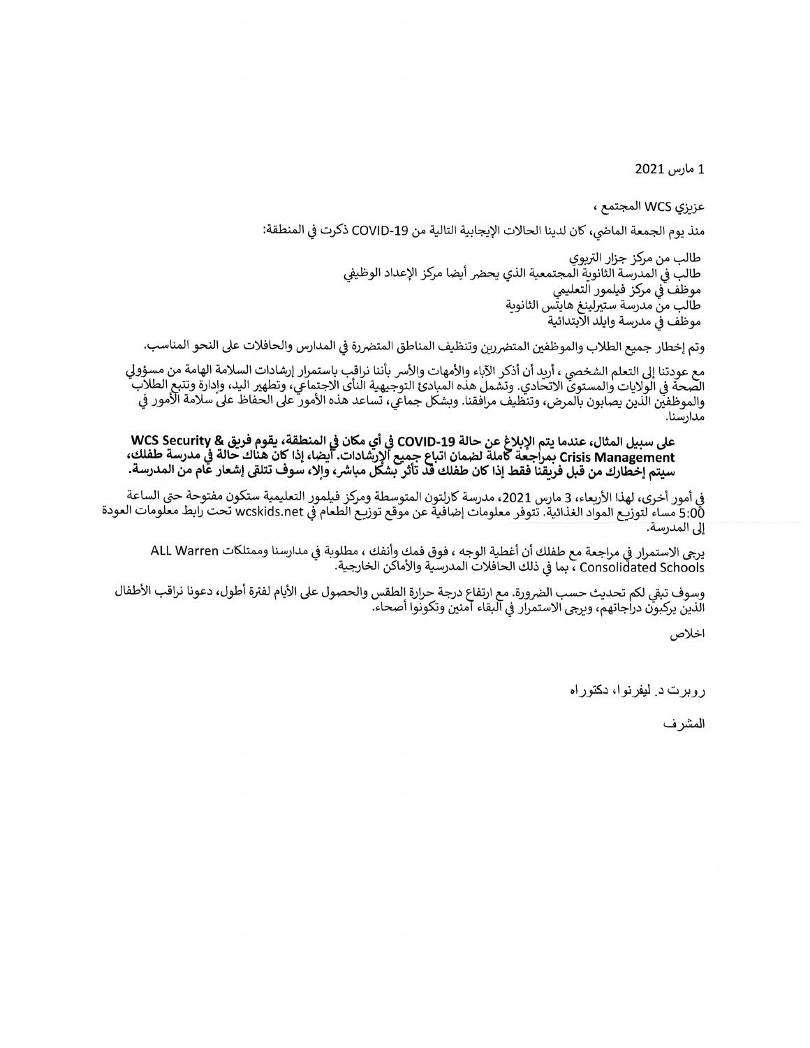1 مارس 2021

عزيزي WCS المجتمع ،

منذ يوم الجمعة الماضي، كان لدينا الحالات الإيجابية التالية من COVID-19 ذكرت في المنطقة:

طالب من مركز جزار التربوي
طالب في المدرسة الثانوية المجتمعية الذي يحضر أيضا مركز الإعداد الوظيفي
موظف في مركز فيلمور التعليمي
طالب من مدرسة ستيرلينغ هايتس الثانوية
موظف في مدرسة وايلد الابتدائية

وتم إخطار جميع الطلاب والموظفين المتضررين وتنظيف المناطق المتضررة في المدارس والحافلات على النحو المناسب.

مع عودتنا إلى التعلم الشخصي ، أريد أن أذكر الآباء والأمهات والأسر بأننا نراقب باستمرار إرشادات السلامة الهامة من مسؤولي الصحة في الولايات والمستوى الاتحادي. وتشمل هذه المبادئ التوجيهية النأى الاجتماعي، وتطهير اليد، وإدارة وتتبع الطلاب والموظفين الذين يصابون بالمرض، وتنظيف مرافقنا. وبشكل جماعي، تساعد هذه الأمور على الحفاظ على سلامة الأمور في مدارسنا.

**على سبيل المثال، عندما يتم الإبلاغ عن حالة COVID-19 في أي مكان في المنطقة، يقوم فريق WCS Security & Crisis Management بمراجعة كاملة لضمان اتباع جميع الإرشادات. أيضا، إذا كان هناك حالة في مدرسة طفلك، سيتم إخطارك من قبل فريقنا فقط إذا كان طفلك قد تأثر بشكل مباشر، وإلا، سوف تتلقى إشعار عام من المدرسة.**

في أمور أخرى، لهذا الأربعاء، 3 مارس 2021، مدرسة كارلتون المتوسطة ومركز فيلمور التعليمية ستكون مفتوحة حتى الساعة 5:00 مساء لتوزيع المواد الغذائية. تتوفر معلومات إضافية عن موقع توزيع الطعام في wcskids.net تحت رابط معلومات العودة إلى المدرسة.

يرجى الاستمرار في مراجعة مع طفلك أن أغطية الوجه ، فوق فمك وأنفك ، مطلوبة في مدارسنا وممتلكات ALL Warren Consolidated Schools ، بما في ذلك الحافلات المدرسية والأماكن الخارجية.

وسوف تبقي لكم تحديث حسب الضرورة. مع ارتفاع درجة حرارة الطقس والحصول على الأيام لفترة أطول، دعونا نراقب الأطفال الذين يركبون دراجاتهم، ويرجى الاستمرار في البقاء آمنين وتكونوا أصحاء.

اخلاص

روبرت د. ليفرنوا، دكتوراه

المشرف